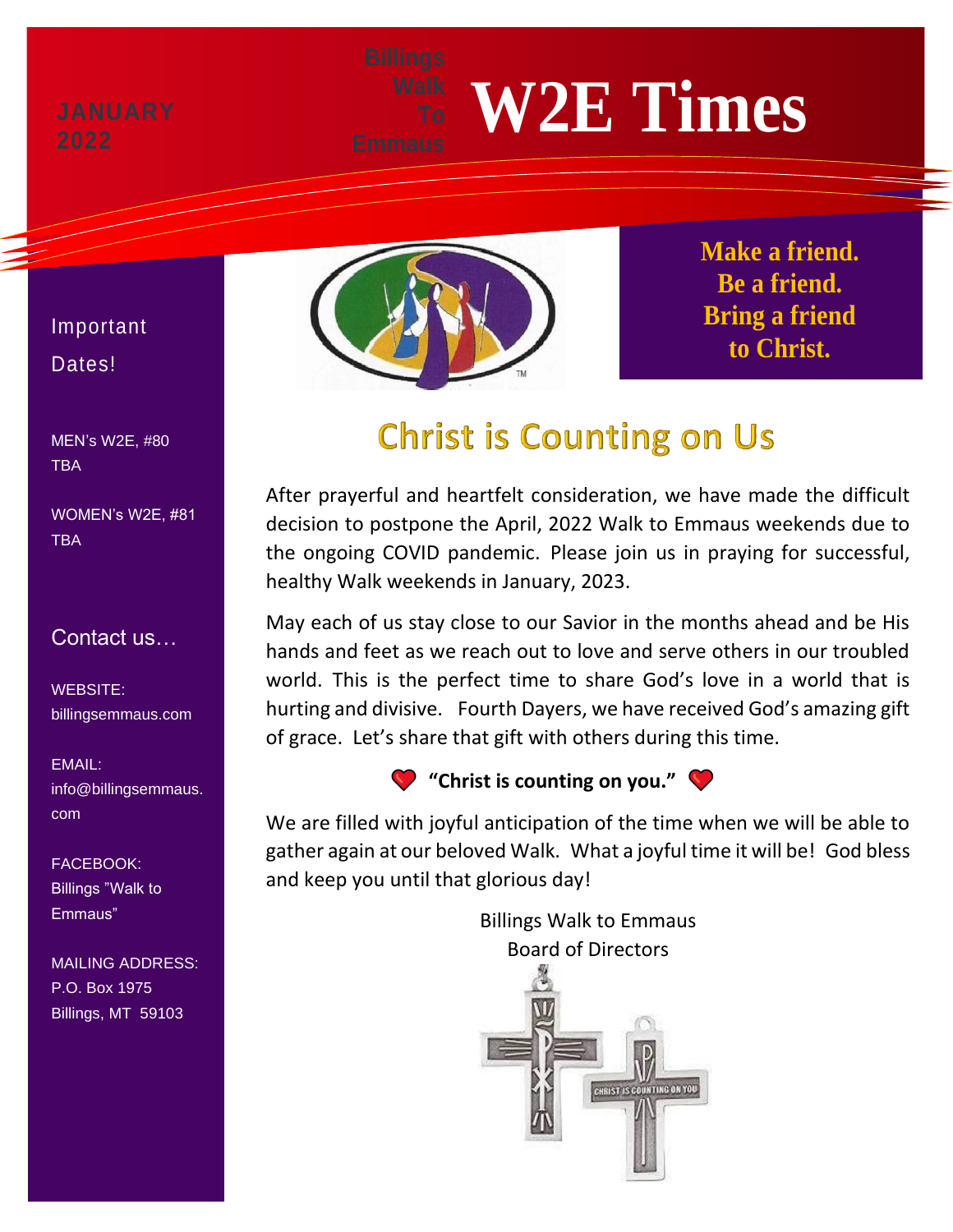JANUARY 2022

Billings Walk To Emmaus

# W2E Times

**Make a friend. Be a friend. Bring a friend to Christ.**

Important Dates!

MEN's W2E, #80
TBA

WOMEN's W2E, #81
TBA

Contact us…

WEBSITE:
billingsemmaus.com

EMAIL:
info@billingsemmaus.com

FACEBOOK:
Billings "Walk to Emmaus"

MAILING ADDRESS:
P.O. Box 1975
Billings, MT 59103

## Christ is Counting on Us

After prayerful and heartfelt consideration, we have made the difficult decision to postpone the April, 2022 Walk to Emmaus weekends due to the ongoing COVID pandemic. Please join us in praying for successful, healthy Walk weekends in January, 2023.

May each of us stay close to our Savior in the months ahead and be His hands and feet as we reach out to love and serve others in our troubled world. This is the perfect time to share God's love in a world that is hurting and divisive. Fourth Dayers, we have received God's amazing gift of grace. Let's share that gift with others during this time.

**"Christ is counting on you."**

We are filled with joyful anticipation of the time when we will be able to gather again at our beloved Walk. What a joyful time it will be! God bless and keep you until that glorious day!

Billings Walk to Emmaus
Board of Directors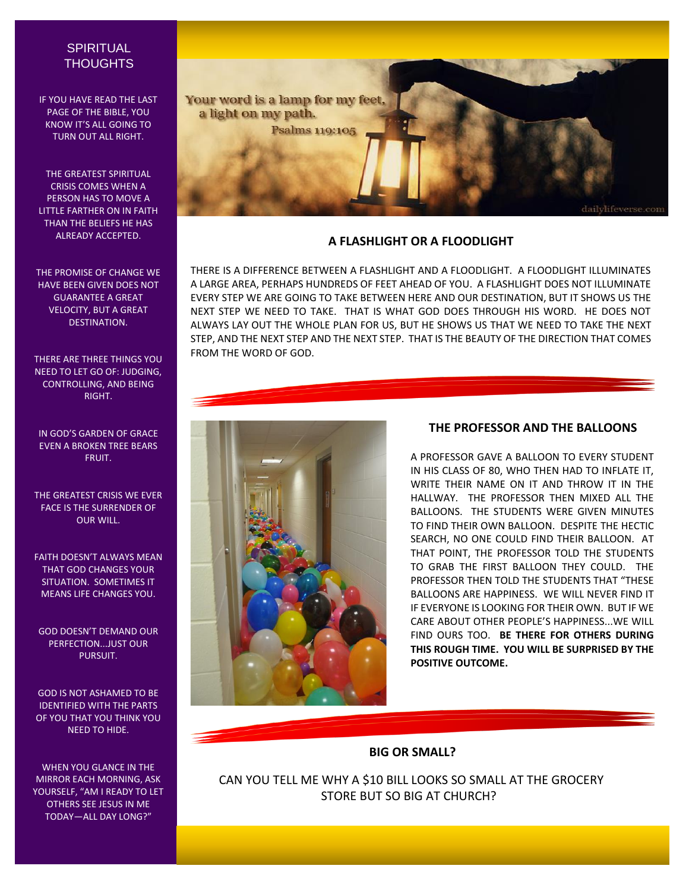## SPIRITUAL THOUGHTS

IF YOU HAVE READ THE LAST PAGE OF THE BIBLE, YOU KNOW IT'S ALL GOING TO TURN OUT ALL RIGHT.

THE GREATEST SPIRITUAL CRISIS COMES WHEN A PERSON HAS TO MOVE A LITTLE FARTHER ON IN FAITH THAN THE BELIEFS HE HAS ALREADY ACCEPTED.

THE PROMISE OF CHANGE WE HAVE BEEN GIVEN DOES NOT GUARANTEE A GREAT VELOCITY, BUT A GREAT DESTINATION.

THERE ARE THREE THINGS YOU NEED TO LET GO OF: JUDGING, CONTROLLING, AND BEING RIGHT.

IN GOD'S GARDEN OF GRACE EVEN A BROKEN TREE BEARS FRUIT.

THE GREATEST CRISIS WE EVER FACE IS THE SURRENDER OF OUR WILL.

FAITH DOESN'T ALWAYS MEAN THAT GOD CHANGES YOUR SITUATION. SOMETIMES IT MEANS LIFE CHANGES YOU.

GOD DOESN'T DEMAND OUR PERFECTION...JUST OUR PURSUIT.

GOD IS NOT ASHAMED TO BE IDENTIFIED WITH THE PARTS OF YOU THAT YOU THINK YOU NEED TO HIDE.

WHEN YOU GLANCE IN THE MIRROR EACH MORNING, ASK YOURSELF, "AM I READY TO LET OTHERS SEE JESUS IN ME TODAY—ALL DAY LONG?"

Your word is a lamp for my feet, a light on my path.
Psalms 119:105

dailylifeverse.com

### A FLASHLIGHT OR A FLOODLIGHT

THERE IS A DIFFERENCE BETWEEN A FLASHLIGHT AND A FLOODLIGHT. A FLOODLIGHT ILLUMINATES A LARGE AREA, PERHAPS HUNDREDS OF FEET AHEAD OF YOU. A FLASHLIGHT DOES NOT ILLUMINATE EVERY STEP WE ARE GOING TO TAKE BETWEEN HERE AND OUR DESTINATION, BUT IT SHOWS US THE NEXT STEP WE NEED TO TAKE. THAT IS WHAT GOD DOES THROUGH HIS WORD. HE DOES NOT ALWAYS LAY OUT THE WHOLE PLAN FOR US, BUT HE SHOWS US THAT WE NEED TO TAKE THE NEXT STEP, AND THE NEXT STEP AND THE NEXT STEP. THAT IS THE BEAUTY OF THE DIRECTION THAT COMES FROM THE WORD OF GOD.

### THE PROFESSOR AND THE BALLOONS

A PROFESSOR GAVE A BALLOON TO EVERY STUDENT IN HIS CLASS OF 80, WHO THEN HAD TO INFLATE IT, WRITE THEIR NAME ON IT AND THROW IT IN THE HALLWAY. THE PROFESSOR THEN MIXED ALL THE BALLOONS. THE STUDENTS WERE GIVEN MINUTES TO FIND THEIR OWN BALLOON. DESPITE THE HECTIC SEARCH, NO ONE COULD FIND THEIR BALLOON. AT THAT POINT, THE PROFESSOR TOLD THE STUDENTS TO GRAB THE FIRST BALLOON THEY COULD. THE PROFESSOR THEN TOLD THE STUDENTS THAT "THESE BALLOONS ARE HAPPINESS. WE WILL NEVER FIND IT IF EVERYONE IS LOOKING FOR THEIR OWN. BUT IF WE CARE ABOUT OTHER PEOPLE'S HAPPINESS...WE WILL FIND OURS TOO. **BE THERE FOR OTHERS DURING THIS ROUGH TIME. YOU WILL BE SURPRISED BY THE POSITIVE OUTCOME.**

### BIG OR SMALL?

CAN YOU TELL ME WHY A $10 BILL LOOKS SO SMALL AT THE GROCERY STORE BUT SO BIG AT CHURCH?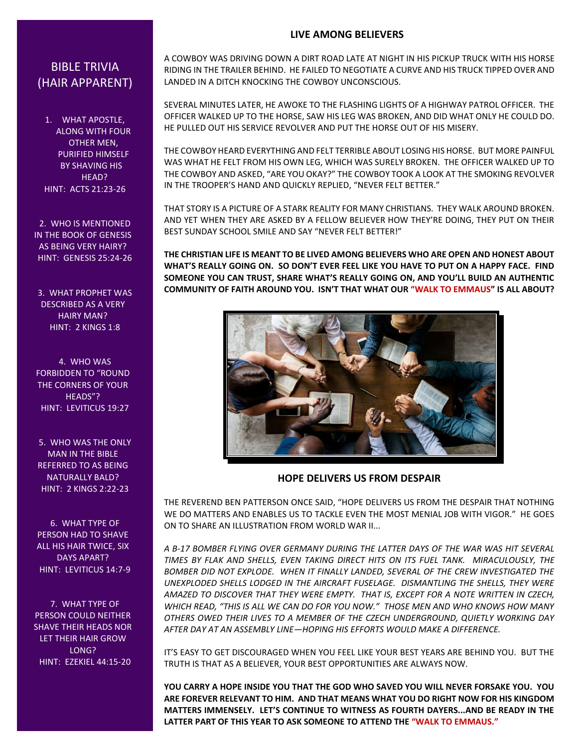## BIBLE TRIVIA (HAIR APPARENT)

1. WHAT APOSTLE, ALONG WITH FOUR OTHER MEN, PURIFIED HIMSELF BY SHAVING HIS HEAD?
HINT: ACTS 21:23-26

2. WHO IS MENTIONED IN THE BOOK OF GENESIS AS BEING VERY HAIRY?
HINT: GENESIS 25:24-26

3. WHAT PROPHET WAS DESCRIBED AS A VERY HAIRY MAN?
HINT: 2 KINGS 1:8

4. WHO WAS FORBIDDEN TO "ROUND THE CORNERS OF YOUR HEADS"?
HINT: LEVITICUS 19:27

5. WHO WAS THE ONLY MAN IN THE BIBLE REFERRED TO AS BEING NATURALLY BALD?
HINT: 2 KINGS 2:22-23

6. WHAT TYPE OF PERSON HAD TO SHAVE ALL HIS HAIR TWICE, SIX DAYS APART?
HINT: LEVITICUS 14:7-9

7. WHAT TYPE OF PERSON COULD NEITHER SHAVE THEIR HEADS NOR LET THEIR HAIR GROW LONG?
HINT: EZEKIEL 44:15-20

## LIVE AMONG BELIEVERS

A COWBOY WAS DRIVING DOWN A DIRT ROAD LATE AT NIGHT IN HIS PICKUP TRUCK WITH HIS HORSE RIDING IN THE TRAILER BEHIND. HE FAILED TO NEGOTIATE A CURVE AND HIS TRUCK TIPPED OVER AND LANDED IN A DITCH KNOCKING THE COWBOY UNCONSCIOUS.

SEVERAL MINUTES LATER, HE AWOKE TO THE FLASHING LIGHTS OF A HIGHWAY PATROL OFFICER. THE OFFICER WALKED UP TO THE HORSE, SAW HIS LEG WAS BROKEN, AND DID WHAT ONLY HE COULD DO. HE PULLED OUT HIS SERVICE REVOLVER AND PUT THE HORSE OUT OF HIS MISERY.

THE COWBOY HEARD EVERYTHING AND FELT TERRIBLE ABOUT LOSING HIS HORSE. BUT MORE PAINFUL WAS WHAT HE FELT FROM HIS OWN LEG, WHICH WAS SURELY BROKEN. THE OFFICER WALKED UP TO THE COWBOY AND ASKED, "ARE YOU OKAY?" THE COWBOY TOOK A LOOK AT THE SMOKING REVOLVER IN THE TROOPER'S HAND AND QUICKLY REPLIED, "NEVER FELT BETTER."

THAT STORY IS A PICTURE OF A STARK REALITY FOR MANY CHRISTIANS. THEY WALK AROUND BROKEN. AND YET WHEN THEY ARE ASKED BY A FELLOW BELIEVER HOW THEY'RE DOING, THEY PUT ON THEIR BEST SUNDAY SCHOOL SMILE AND SAY "NEVER FELT BETTER!"

**THE CHRISTIAN LIFE IS MEANT TO BE LIVED AMONG BELIEVERS WHO ARE OPEN AND HONEST ABOUT WHAT'S REALLY GOING ON. SO DON'T EVER FEEL LIKE YOU HAVE TO PUT ON A HAPPY FACE. FIND SOMEONE YOU CAN TRUST, SHARE WHAT'S REALLY GOING ON, AND YOU'LL BUILD AN AUTHENTIC COMMUNITY OF FAITH AROUND YOU. ISN'T THAT WHAT OUR "WALK TO EMMAUS" IS ALL ABOUT?**

## HOPE DELIVERS US FROM DESPAIR

THE REVEREND BEN PATTERSON ONCE SAID, "HOPE DELIVERS US FROM THE DESPAIR THAT NOTHING WE DO MATTERS AND ENABLES US TO TACKLE EVEN THE MOST MENIAL JOB WITH VIGOR." HE GOES ON TO SHARE AN ILLUSTRATION FROM WORLD WAR II...

*A B-17 BOMBER FLYING OVER GERMANY DURING THE LATTER DAYS OF THE WAR WAS HIT SEVERAL TIMES BY FLAK AND SHELLS, EVEN TAKING DIRECT HITS ON ITS FUEL TANK. MIRACULOUSLY, THE BOMBER DID NOT EXPLODE. WHEN IT FINALLY LANDED, SEVERAL OF THE CREW INVESTIGATED THE UNEXPLODED SHELLS LODGED IN THE AIRCRAFT FUSELAGE. DISMANTLING THE SHELLS, THEY WERE AMAZED TO DISCOVER THAT THEY WERE EMPTY. THAT IS, EXCEPT FOR A NOTE WRITTEN IN CZECH, WHICH READ, "THIS IS ALL WE CAN DO FOR YOU NOW." THOSE MEN AND WHO KNOWS HOW MANY OTHERS OWED THEIR LIVES TO A MEMBER OF THE CZECH UNDERGROUND, QUIETLY WORKING DAY AFTER DAY AT AN ASSEMBLY LINE—HOPING HIS EFFORTS WOULD MAKE A DIFFERENCE.*

IT'S EASY TO GET DISCOURAGED WHEN YOU FEEL LIKE YOUR BEST YEARS ARE BEHIND YOU. BUT THE TRUTH IS THAT AS A BELIEVER, YOUR BEST OPPORTUNITIES ARE ALWAYS NOW.

**YOU CARRY A HOPE INSIDE YOU THAT THE GOD WHO SAVED YOU WILL NEVER FORSAKE YOU. YOU ARE FOREVER RELEVANT TO HIM. AND THAT MEANS WHAT YOU DO RIGHT NOW FOR HIS KINGDOM MATTERS IMMENSELY. LET'S CONTINUE TO WITNESS AS FOURTH DAYERS...AND BE READY IN THE LATTER PART OF THIS YEAR TO ASK SOMEONE TO ATTEND THE "WALK TO EMMAUS."**